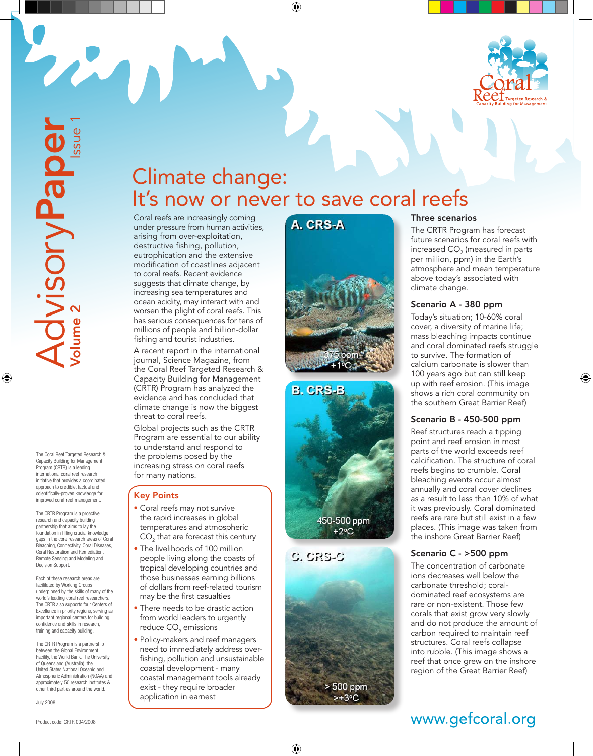# AdvisoryPaper Volume 2 Issue 1

Coral Reef Targeted Research & Capacity Building for Management

## Climate change: It's now or never to save coral reefs

Coral reefs are increasingly coming under pressure from human activities, arising from over-exploitation, destructive fishing, pollution, eutrophication and the extensive modification of coastlines adjacent to coral reefs. Recent evidence suggests that climate change, by increasing sea temperatures and ocean acidity, may interact with and worsen the plight of coral reefs. This has serious consequences for tens of millions of people and billion-dollar fishing and tourist industries.

A recent report in the international journal, Science Magazine, from the Coral Reef Targeted Research & Capacity Building for Management (CRTR) Program has analyzed the evidence and has concluded that climate change is now the biggest threat to coral reefs.

Global projects such as the CRTR Program are essential to our ability to understand and respond to the problems posed by the increasing stress on coral reefs for many nations.

### Key Points

- Coral reefs may not survive the rapid increases in global temperatures and atmospheric $CO_2$ that are forecast this century
- The livelihoods of 100 million people living along the coasts of tropical developing countries and those businesses earning billions of dollars from reef-related tourism may be the first casualties
- There needs to be drastic action from world leaders to urgently reduce $CO_2$ emissions
- Policy-makers and reef managers need to immediately address over-fishing, pollution and unsustainable coastal development - many coastal management tools already exist - they require broader application in earnest

A. CRS-A — 375 ppm, +1°C

B. CRS-B — 450-500 ppm, +2°C

C. CRS-C — > 500 ppm, >+3°C

### Three scenarios

The CRTR Program has forecast future scenarios for coral reefs with increased $CO_2$ (measured in parts per million, ppm) in the Earth's atmosphere and mean temperature above today's associated with climate change.

### Scenario A - 380 ppm

Today's situation; 10-60% coral cover, a diversity of marine life; mass bleaching impacts continue and coral dominated reefs struggle to survive. The formation of calcium carbonate is slower than 100 years ago but can still keep up with reef erosion. (This image shows a rich coral community on the southern Great Barrier Reef)

### Scenario B - 450-500 ppm

Reef structures reach a tipping point and reef erosion in most parts of the world exceeds reef calcification. The structure of coral reefs begins to crumble. Coral bleaching events occur almost annually and coral cover declines as a result to less than 10% of what it was previously. Coral dominated reefs are rare but still exist in a few places. (This image was taken from the inshore Great Barrier Reef)

### Scenario C - >500 ppm

The concentration of carbonate ions decreases well below the carbonate threshold; coral-dominated reef ecosystems are rare or non-existent. Those few corals that exist grow very slowly and do not produce the amount of carbon required to maintain reef structures. Coral reefs collapse into rubble. (This image shows a reef that once grew on the inshore region of the Great Barrier Reef)

---

The Coral Reef Targeted Research & Capacity Building for Management Program (CRTR) is a leading international coral reef research initiative that provides a coordinated approach to credible, factual and scientifically-proven knowledge for improved coral reef management.

The CRTR Program is a proactive research and capacity building partnership that aims to lay the foundation in filling crucial knowledge gaps in the core research areas of Coral Bleaching, Connectivity, Coral Diseases, Coral Restoration and Remediation, Remote Sensing and Modeling and Decision Support.

Each of these research areas are facilitated by Working Groups underpinned by the skills of many of the world's leading coral reef researchers. The CRTR also supports four Centers of Excellence in priority regions, serving as important regional centers for building confidence and skills in research, training and capacity building.

The CRTR Program is a partnership between the Global Environment Facility, the World Bank, The University of Queensland (Australia), the United States National Oceanic and Atmospheric Administration (NOAA) and approximately 50 research institutes & other third parties around the world.

July 2008

Product code: CRTR 004/2008

www.gefcoral.org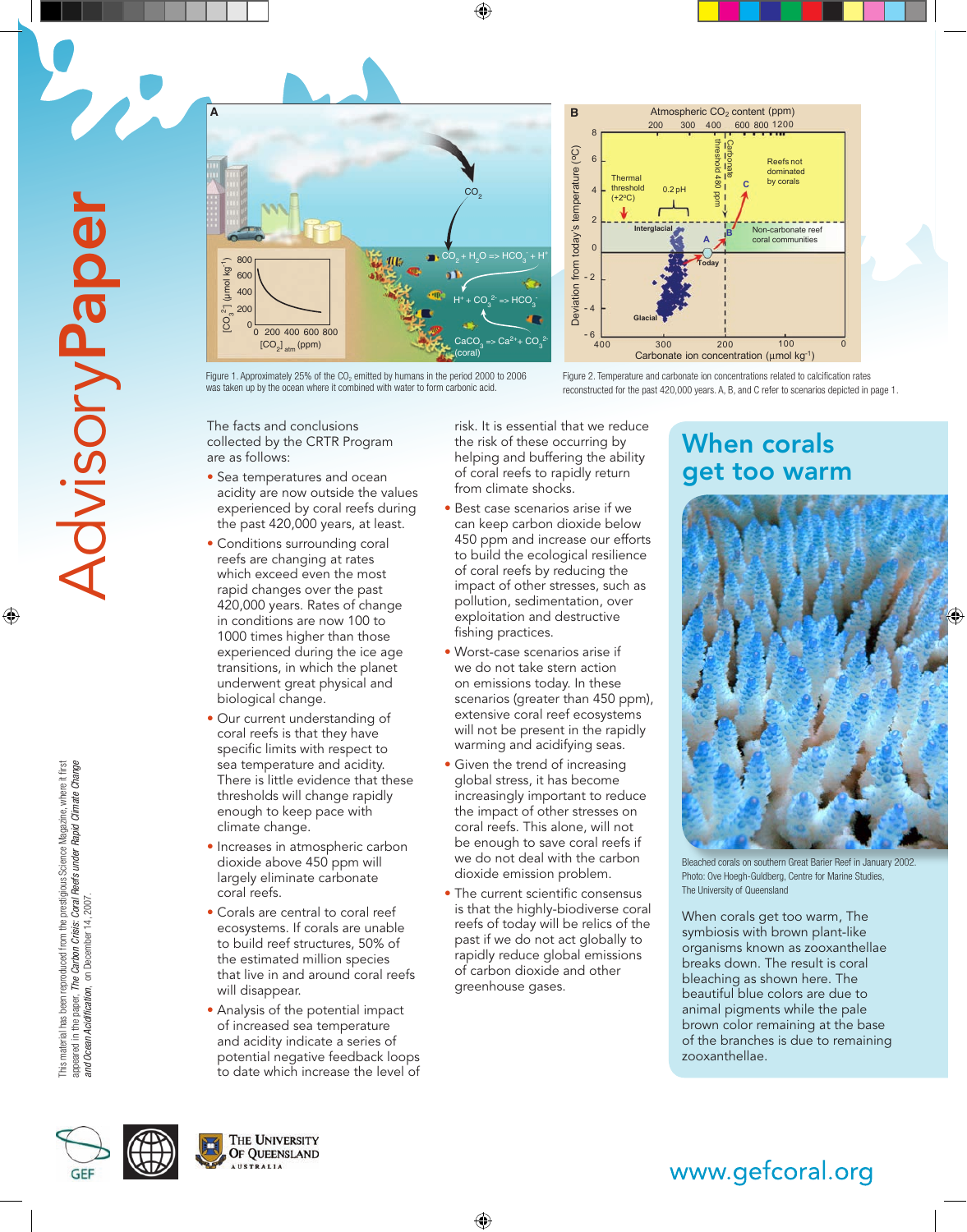A

$CO_2$

$CO_2 + H_2O => HCO_3^- + H^+$

$H^+ + CO_3^{2-} => HCO_3^-$

$CaCO_3 => Ca^{2+} + CO_3^{2-}$ (coral)

800
600
400
200
0

$[CO_3^{2-}]$ (μmol kg$^{-1}$)

0 200 400 600 800

$[CO_2]_{atm}$ (ppm)

Figure 1. Approximately 25% of the $CO_2$ emitted by humans in the period 2000 to 2006 was taken up by the ocean where it combined with water to form carbonic acid.

B

Atmospheric $CO_2$ content (ppm)

200 300 400 600 800 1200

Deviation from today's temperature (ºC)

8
6
4
2
0
-2
-4
-6

Thermal threshold (+2ºC)

0.2 pH

Carbonate threshold 480 ppm

Reefs not dominated by corals

C

B

A

Interglacial

Today

Non-carbonate reef coral communities

Glacial

400 300 200 100 0

Carbonate ion concentration (μmol kg$^{-1}$)

Figure 2. Temperature and carbonate ion concentrations related to calcification rates reconstructed for the past 420,000 years. A, B, and C refer to scenarios depicted in page 1.

# AdvisoryPaper

The facts and conclusions collected by the CRTR Program are as follows:

- Sea temperatures and ocean acidity are now outside the values experienced by coral reefs during the past 420,000 years, at least.
- Conditions surrounding coral reefs are changing at rates which exceed even the most rapid changes over the past 420,000 years. Rates of change in conditions are now 100 to 1000 times higher than those experienced during the ice age transitions, in which the planet underwent great physical and biological change.
- Our current understanding of coral reefs is that they have specific limits with respect to sea temperature and acidity. There is little evidence that these thresholds will change rapidly enough to keep pace with climate change.
- Increases in atmospheric carbon dioxide above 450 ppm will largely eliminate carbonate coral reefs.
- Corals are central to coral reef ecosystems. If corals are unable to build reef structures, 50% of the estimated million species that live in and around coral reefs will disappear.
- Analysis of the potential impact of increased sea temperature and acidity indicate a series of potential negative feedback loops to date which increase the level of risk. It is essential that we reduce the risk of these occurring by helping and buffering the ability of coral reefs to rapidly return from climate shocks.
- Best case scenarios arise if we can keep carbon dioxide below 450 ppm and increase our efforts to build the ecological resilience of coral reefs by reducing the impact of other stresses, such as pollution, sedimentation, over exploitation and destructive fishing practices.
- Worst-case scenarios arise if we do not take stern action on emissions today. In these scenarios (greater than 450 ppm), extensive coral reef ecosystems will not be present in the rapidly warming and acidifying seas.
- Given the trend of increasing global stress, it has become increasingly important to reduce the impact of other stresses on coral reefs. This alone, will not be enough to save coral reefs if we do not deal with the carbon dioxide emission problem.
- The current scientific consensus is that the highly-biodiverse coral reefs of today will be relics of the past if we do not act globally to rapidly reduce global emissions of carbon dioxide and other greenhouse gases.

## When corals get too warm

Bleached corals on southern Great Barier Reef in January 2002. Photo: Ove Hoegh-Guldberg, Centre for Marine Studies, The University of Queensland

When corals get too warm, The symbiosis with brown plant-like organisms known as zooxanthellae breaks down. The result is coral bleaching as shown here. The beautiful blue colors are due to animal pigments while the pale brown color remaining at the base of the branches is due to remaining zooxanthellae.

This material has been reproduced from the prestigious Science Magazine, where it first appeared in the paper, *The Carbon Crisis: Coral Reefs under Rapid Climate Change and Ocean Acidification*, on December 14, 2007.

GEF

THE UNIVERSITY OF QUEENSLAND AUSTRALIA

www.gefcoral.org